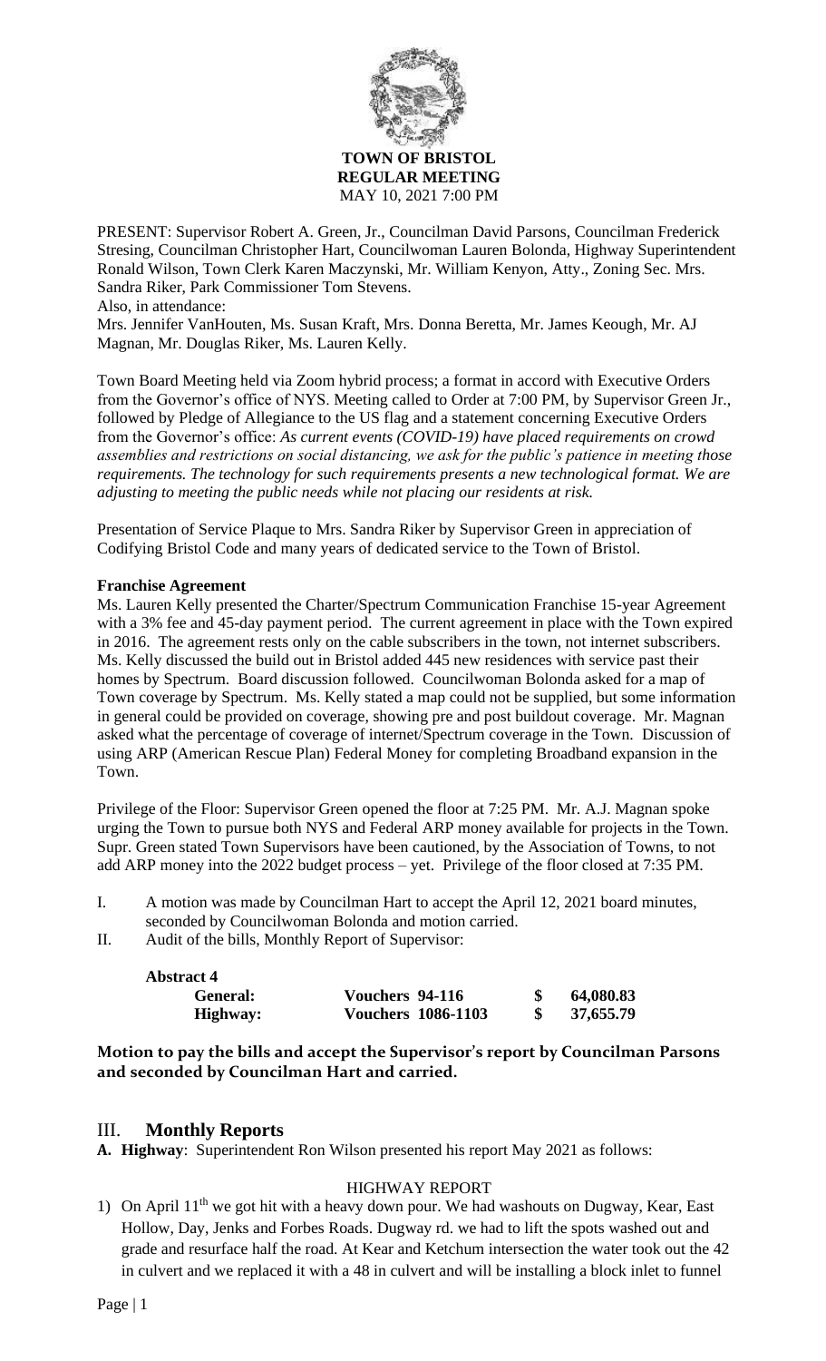**TOWN OF BRISTOL**
**REGULAR MEETING**
MAY 10, 2021 7:00 PM

PRESENT: Supervisor Robert A. Green, Jr., Councilman David Parsons, Councilman Frederick Stresing, Councilman Christopher Hart, Councilwoman Lauren Bolonda, Highway Superintendent Ronald Wilson, Town Clerk Karen Maczynski, Mr. William Kenyon, Atty., Zoning Sec. Mrs. Sandra Riker, Park Commissioner Tom Stevens.
Also, in attendance:
Mrs. Jennifer VanHouten, Ms. Susan Kraft, Mrs. Donna Beretta, Mr. James Keough, Mr. AJ Magnan, Mr. Douglas Riker, Ms. Lauren Kelly.

Town Board Meeting held via Zoom hybrid process; a format in accord with Executive Orders from the Governor's office of NYS. Meeting called to Order at 7:00 PM, by Supervisor Green Jr., followed by Pledge of Allegiance to the US flag and a statement concerning Executive Orders from the Governor's office: *As current events (COVID-19) have placed requirements on crowd assemblies and restrictions on social distancing, we ask for the public's patience in meeting those requirements. The technology for such requirements presents a new technological format. We are adjusting to meeting the public needs while not placing our residents at risk.*

Presentation of Service Plaque to Mrs. Sandra Riker by Supervisor Green in appreciation of Codifying Bristol Code and many years of dedicated service to the Town of Bristol.

**Franchise Agreement**

Ms. Lauren Kelly presented the Charter/Spectrum Communication Franchise 15-year Agreement with a 3% fee and 45-day payment period. The current agreement in place with the Town expired in 2016. The agreement rests only on the cable subscribers in the town, not internet subscribers. Ms. Kelly discussed the build out in Bristol added 445 new residences with service past their homes by Spectrum. Board discussion followed. Councilwoman Bolonda asked for a map of Town coverage by Spectrum. Ms. Kelly stated a map could not be supplied, but some information in general could be provided on coverage, showing pre and post buildout coverage. Mr. Magnan asked what the percentage of coverage of internet/Spectrum coverage in the Town. Discussion of using ARP (American Rescue Plan) Federal Money for completing Broadband expansion in the Town.

Privilege of the Floor: Supervisor Green opened the floor at 7:25 PM. Mr. A.J. Magnan spoke urging the Town to pursue both NYS and Federal ARP money available for projects in the Town. Supr. Green stated Town Supervisors have been cautioned, by the Association of Towns, to not add ARP money into the 2022 budget process – yet. Privilege of the floor closed at 7:35 PM.

I. A motion was made by Councilman Hart to accept the April 12, 2021 board minutes, seconded by Councilwoman Bolonda and motion carried.

II. Audit of the bills, Monthly Report of Supervisor:

**Abstract 4**

| | | |
|---|---|---|
| **General:** | **Vouchers 94-116** | **$ 64,080.83** |
| **Highway:** | **Vouchers 1086-1103** | **$ 37,655.79** |

**Motion to pay the bills and accept the Supervisor's report by Councilman Parsons and seconded by Councilman Hart and carried.**

## III. Monthly Reports

**A. Highway**: Superintendent Ron Wilson presented his report May 2021 as follows:

HIGHWAY REPORT

1) On April 11th we got hit with a heavy down pour. We had washouts on Dugway, Kear, East Hollow, Day, Jenks and Forbes Roads. Dugway rd. we had to lift the spots washed out and grade and resurface half the road. At Kear and Ketchum intersection the water took out the 42 in culvert and we replaced it with a 48 in culvert and will be installing a block inlet to funnel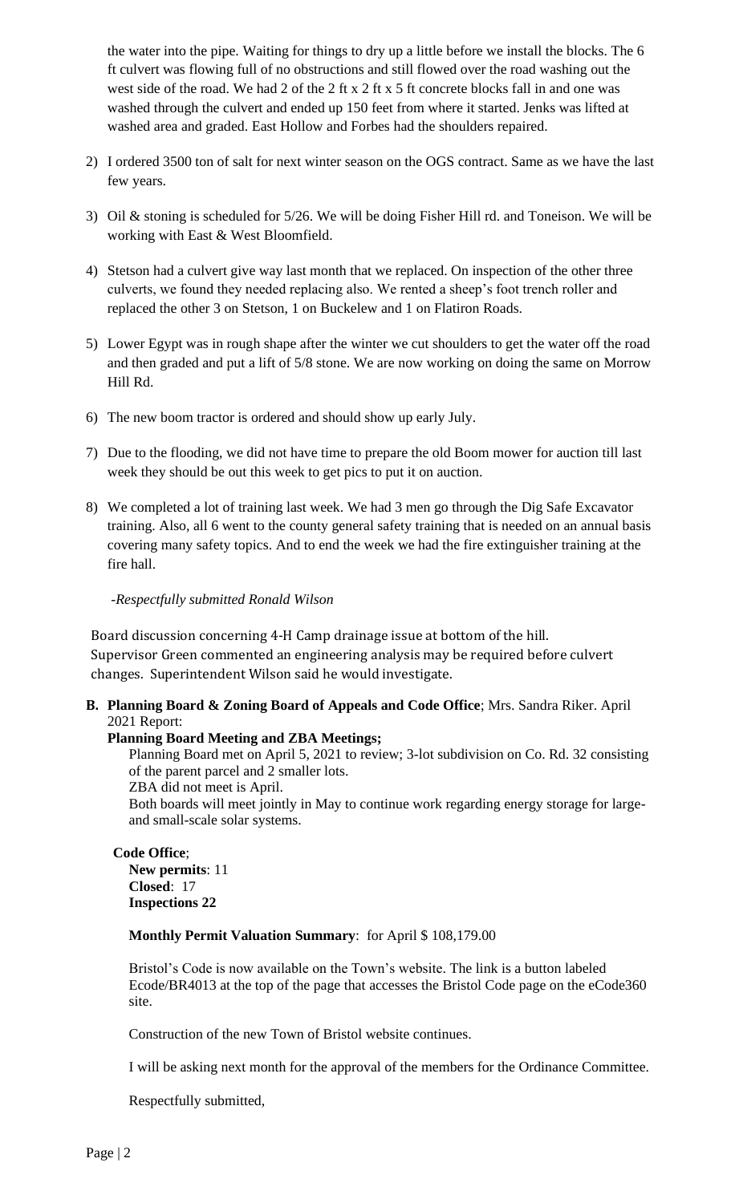the water into the pipe. Waiting for things to dry up a little before we install the blocks. The 6 ft culvert was flowing full of no obstructions and still flowed over the road washing out the west side of the road. We had 2 of the 2 ft x 2 ft x 5 ft concrete blocks fall in and one was washed through the culvert and ended up 150 feet from where it started. Jenks was lifted at washed area and graded. East Hollow and Forbes had the shoulders repaired.

2) I ordered 3500 ton of salt for next winter season on the OGS contract. Same as we have the last few years.
3) Oil & stoning is scheduled for 5/26. We will be doing Fisher Hill rd. and Toneison. We will be working with East & West Bloomfield.
4) Stetson had a culvert give way last month that we replaced. On inspection of the other three culverts, we found they needed replacing also. We rented a sheep's foot trench roller and replaced the other 3 on Stetson, 1 on Buckelew and 1 on Flatiron Roads.
5) Lower Egypt was in rough shape after the winter we cut shoulders to get the water off the road and then graded and put a lift of 5/8 stone. We are now working on doing the same on Morrow Hill Rd.
6) The new boom tractor is ordered and should show up early July.
7) Due to the flooding, we did not have time to prepare the old Boom mower for auction till last week they should be out this week to get pics to put it on auction.
8) We completed a lot of training last week. We had 3 men go through the Dig Safe Excavator training. Also, all 6 went to the county general safety training that is needed on an annual basis covering many safety topics. And to end the week we had the fire extinguisher training at the fire hall.

*-Respectfully submitted Ronald Wilson*

Board discussion concerning 4-H Camp drainage issue at bottom of the hill.
Supervisor Green commented an engineering analysis may be required before culvert changes. Superintendent Wilson said he would investigate.

**B. Planning Board & Zoning Board of Appeals and Code Office**; Mrs. Sandra Riker. April 2021 Report:

**Planning Board Meeting and ZBA Meetings;**

Planning Board met on April 5, 2021 to review; 3-lot subdivision on Co. Rd. 32 consisting of the parent parcel and 2 smaller lots.

ZBA did not meet is April.

Both boards will meet jointly in May to continue work regarding energy storage for large- and small-scale solar systems.

**Code Office**;

**New permits**: 11
**Closed**: 17
**Inspections 22**

**Monthly Permit Valuation Summary**: for April $ 108,179.00

Bristol's Code is now available on the Town's website. The link is a button labeled Ecode/BR4013 at the top of the page that accesses the Bristol Code page on the eCode360 site.

Construction of the new Town of Bristol website continues.

I will be asking next month for the approval of the members for the Ordinance Committee.

Respectfully submitted,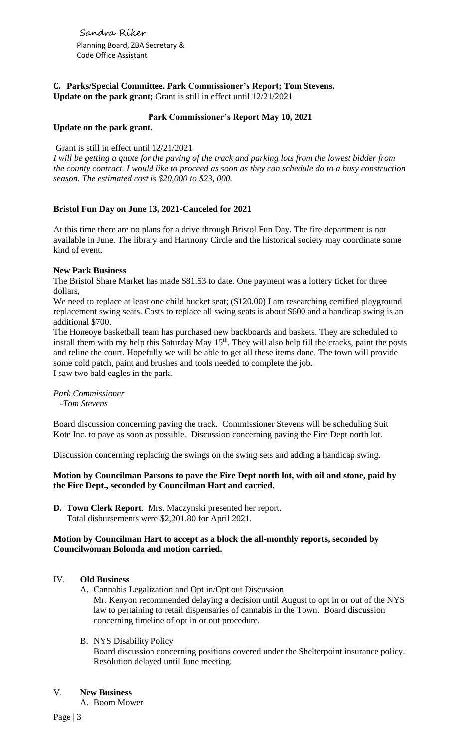Sandra Riker
Planning Board, ZBA Secretary & Code Office Assistant

**C. Parks/Special Committee. Park Commissioner's Report; Tom Stevens.**
**Update on the park grant;** Grant is still in effect until 12/21/2021

**Park Commissioner's Report May 10, 2021**

**Update on the park grant.**

Grant is still in effect until 12/21/2021
*I will be getting a quote for the paving of the track and parking lots from the lowest bidder from the county contract. I would like to proceed as soon as they can schedule do to a busy construction season. The estimated cost is $20,000 to $23, 000.*

**Bristol Fun Day on June 13, 2021-Canceled for 2021**

At this time there are no plans for a drive through Bristol Fun Day. The fire department is not available in June. The library and Harmony Circle and the historical society may coordinate some kind of event.

**New Park Business**

The Bristol Share Market has made $81.53 to date. One payment was a lottery ticket for three dollars,
We need to replace at least one child bucket seat; ($120.00) I am researching certified playground replacement swing seats. Costs to replace all swing seats is about $600 and a handicap swing is an additional $700.
The Honeoye basketball team has purchased new backboards and baskets. They are scheduled to install them with my help this Saturday May 15th. They will also help fill the cracks, paint the posts and reline the court. Hopefully we will be able to get all these items done. The town will provide some cold patch, paint and brushes and tools needed to complete the job.
I saw two bald eagles in the park.

*Park Commissioner*
*-Tom Stevens*

Board discussion concerning paving the track. Commissioner Stevens will be scheduling Suit Kote Inc. to pave as soon as possible. Discussion concerning paving the Fire Dept north lot.

Discussion concerning replacing the swings on the swing sets and adding a handicap swing.

**Motion by Councilman Parsons to pave the Fire Dept north lot, with oil and stone, paid by the Fire Dept., seconded by Councilman Hart and carried.**

**D. Town Clerk Report**. Mrs. Maczynski presented her report.
Total disbursements were $2,201.80 for April 2021.

**Motion by Councilman Hart to accept as a block the all-monthly reports, seconded by Councilwoman Bolonda and motion carried.**

## IV. Old Business

A. Cannabis Legalization and Opt in/Opt out Discussion
Mr. Kenyon recommended delaying a decision until August to opt in or out of the NYS law to pertaining to retail dispensaries of cannabis in the Town. Board discussion concerning timeline of opt in or out procedure.

B. NYS Disability Policy
Board discussion concerning positions covered under the Shelterpoint insurance policy. Resolution delayed until June meeting.

## V. New Business

A. Boom Mower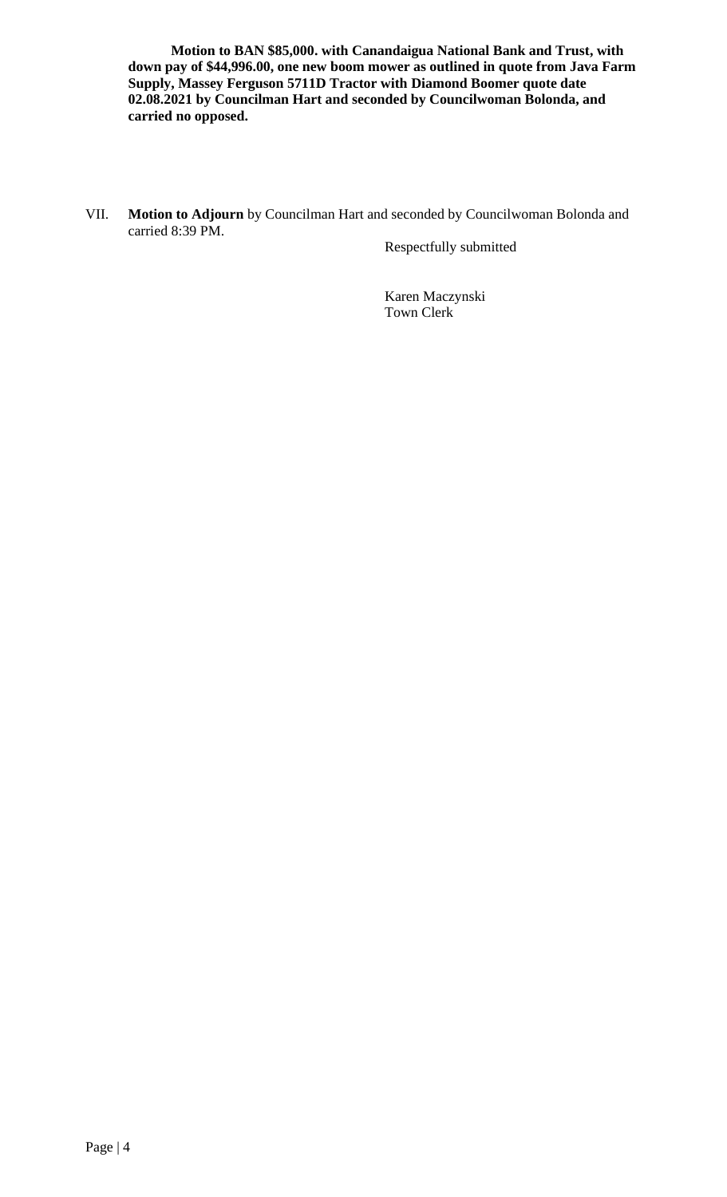**Motion to BAN $85,000. with Canandaigua National Bank and Trust, with down pay of $44,996.00, one new boom mower as outlined in quote from Java Farm Supply, Massey Ferguson 5711D Tractor with Diamond Boomer quote date 02.08.2021 by Councilman Hart and seconded by Councilwoman Bolonda, and carried no opposed.**

VII. **Motion to Adjourn** by Councilman Hart and seconded by Councilwoman Bolonda and carried 8:39 PM.

Respectfully submitted

Karen Maczynski
Town Clerk